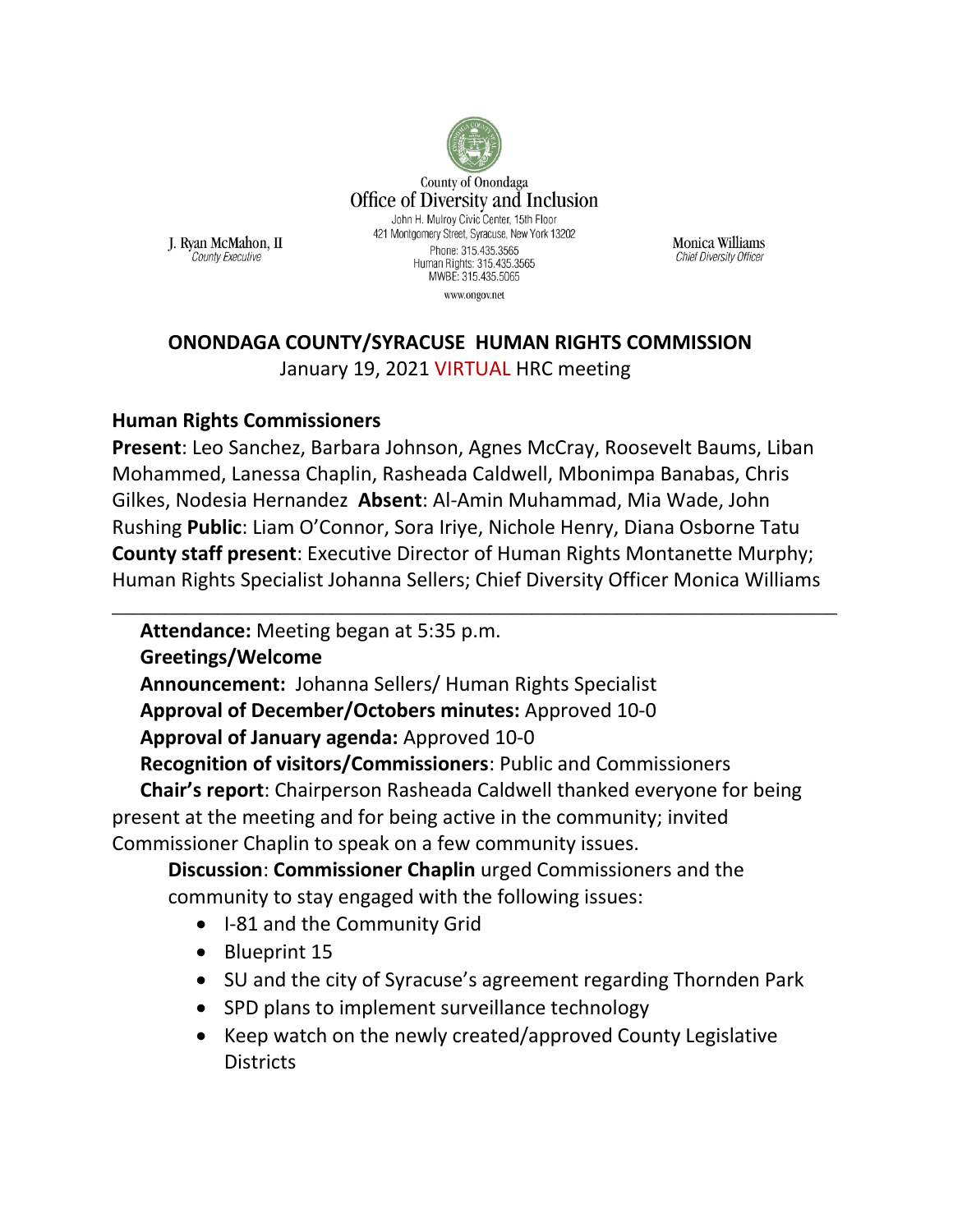County of Onondaga
Office of Diversity and Inclusion
John H. Mulroy Civic Center, 15th Floor
421 Montgomery Street, Syracuse, New York 13202
Phone: 315.435.3565
Human Rights: 315.435.3565
MWBE: 315.435.5065
www.ongov.net

J. Ryan McMahon, II
*County Executive*

Monica Williams
*Chief Diversity Officer*

## ONONDAGA COUNTY/SYRACUSE HUMAN RIGHTS COMMISSION

January 19, 2021 VIRTUAL HRC meeting

### Human Rights Commissioners

**Present**: Leo Sanchez, Barbara Johnson, Agnes McCray, Roosevelt Baums, Liban Mohammed, Lanessa Chaplin, Rasheada Caldwell, Mbonimpa Banabas, Chris Gilkes, Nodesia Hernandez **Absent**: Al-Amin Muhammad, Mia Wade, John Rushing **Public**: Liam O'Connor, Sora Iriye, Nichole Henry, Diana Osborne Tatu **County staff present**: Executive Director of Human Rights Montanette Murphy; Human Rights Specialist Johanna Sellers; Chief Diversity Officer Monica Williams

---

**Attendance:** Meeting began at 5:35 p.m.

**Greetings/Welcome**

**Announcement:** Johanna Sellers/ Human Rights Specialist

**Approval of December/Octobers minutes:** Approved 10-0

**Approval of January agenda:** Approved 10-0

**Recognition of visitors/Commissioners**: Public and Commissioners

**Chair's report**: Chairperson Rasheada Caldwell thanked everyone for being present at the meeting and for being active in the community; invited Commissioner Chaplin to speak on a few community issues.

**Discussion**: **Commissioner Chaplin** urged Commissioners and the community to stay engaged with the following issues:

- I-81 and the Community Grid
- Blueprint 15
- SU and the city of Syracuse's agreement regarding Thornden Park
- SPD plans to implement surveillance technology
- Keep watch on the newly created/approved County Legislative Districts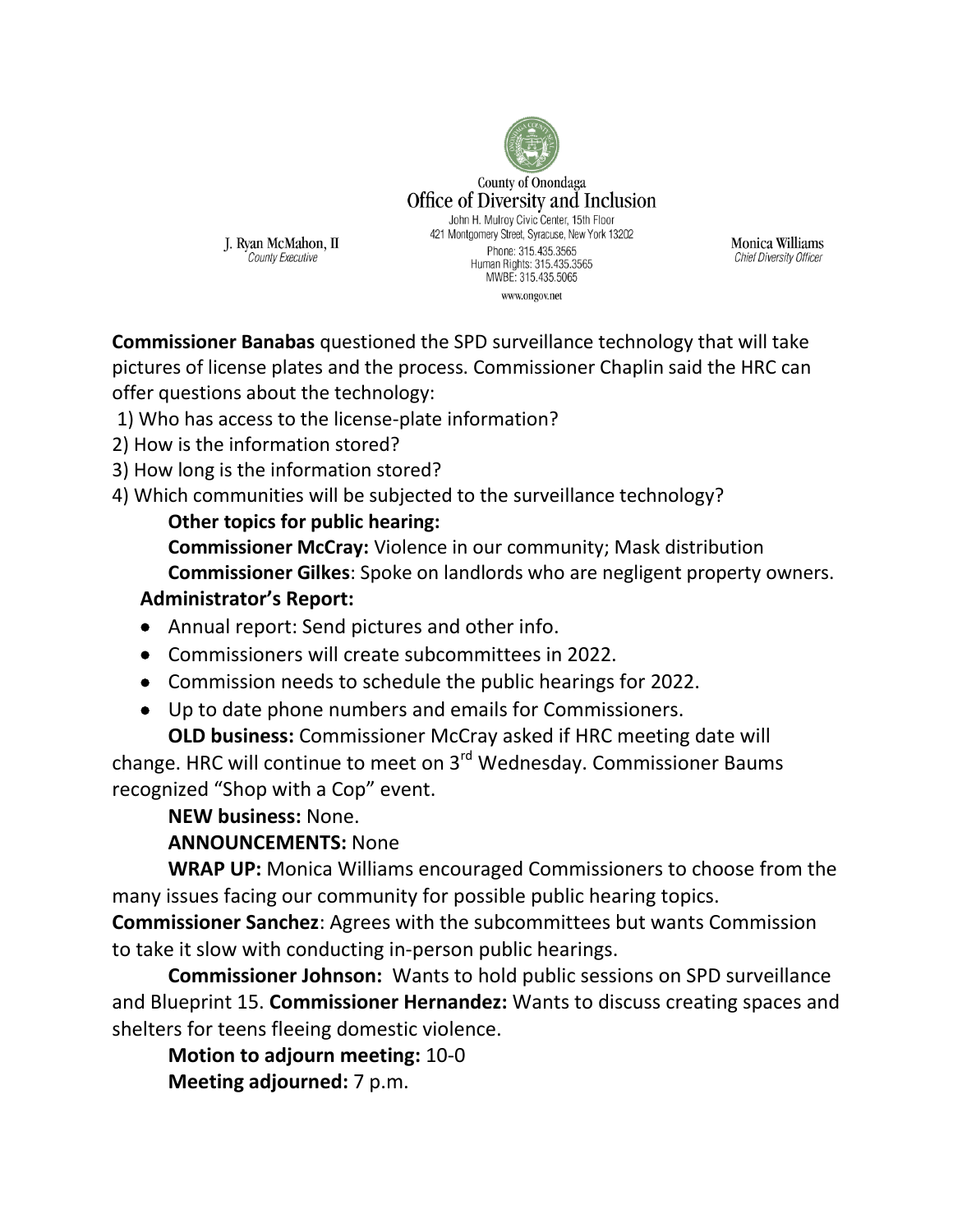County of Onondaga
Office of Diversity and Inclusion
John H. Mulroy Civic Center, 15th Floor
421 Montgomery Street, Syracuse, New York 13202
Phone: 315.435.3565
Human Rights: 315.435.3565
MWBE: 315.435.5065
www.ongov.net

J. Ryan McMahon, II
*County Executive*

Monica Williams
*Chief Diversity Officer*

**Commissioner Banabas** questioned the SPD surveillance technology that will take pictures of license plates and the process. Commissioner Chaplin said the HRC can offer questions about the technology:

1) Who has access to the license-plate information?
2) How is the information stored?
3) How long is the information stored?
4) Which communities will be subjected to the surveillance technology?

**Other topics for public hearing:**

**Commissioner McCray:** Violence in our community; Mask distribution

**Commissioner Gilkes**: Spoke on landlords who are negligent property owners.

**Administrator's Report:**

- Annual report: Send pictures and other info.
- Commissioners will create subcommittees in 2022.
- Commission needs to schedule the public hearings for 2022.
- Up to date phone numbers and emails for Commissioners.

**OLD business:** Commissioner McCray asked if HRC meeting date will change. HRC will continue to meet on 3rd Wednesday. Commissioner Baums recognized "Shop with a Cop" event.

**NEW business:** None.

**ANNOUNCEMENTS:** None

**WRAP UP:** Monica Williams encouraged Commissioners to choose from the many issues facing our community for possible public hearing topics.

**Commissioner Sanchez**: Agrees with the subcommittees but wants Commission to take it slow with conducting in-person public hearings.

**Commissioner Johnson:** Wants to hold public sessions on SPD surveillance and Blueprint 15. **Commissioner Hernandez:** Wants to discuss creating spaces and shelters for teens fleeing domestic violence.

**Motion to adjourn meeting:** 10-0

**Meeting adjourned:** 7 p.m.